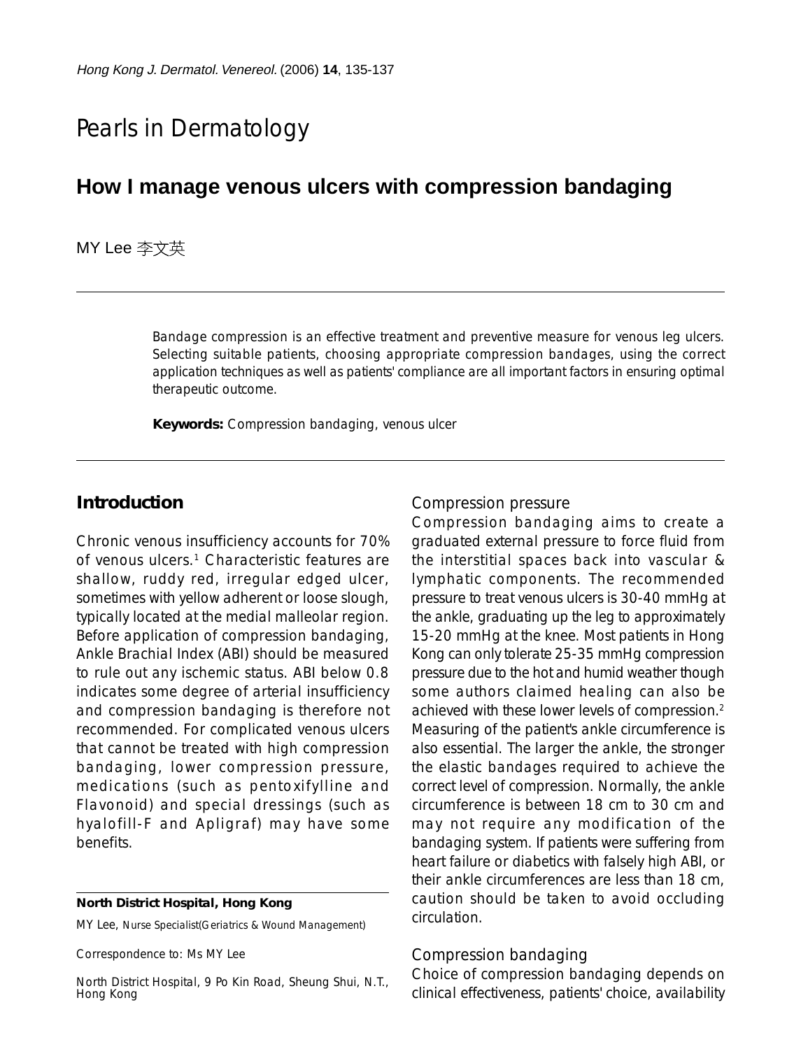Pearls in Dermatology

# How I manage venous ulcers with compression bandaging

MY Lee 李文英

Bandage compression is an effective treatment and preventive measure for venous leg ulcers. Selecting suitable patients, choosing appropriate compression bandages, using the correct application techniques as well as patients' compliance are all important factors in ensuring optimal therapeutic outcome.

**Keywords:** Compression bandaging, venous ulcer

## Introduction

Chronic venous insufficiency accounts for 70% of venous ulcers.[1] Characteristic features are shallow, ruddy red, irregular edged ulcer, sometimes with yellow adherent or loose slough, typically located at the medial malleolar region. Before application of compression bandaging, Ankle Brachial Index (ABI) should be measured to rule out any ischemic status. ABI below 0.8 indicates some degree of arterial insufficiency and compression bandaging is therefore not recommended. For complicated venous ulcers that cannot be treated with high compression bandaging, lower compression pressure, medications (such as pentoxifylline and Flavonoid) and special dressings (such as hyalofill-F and Apligraf) may have some benefits.

**North District Hospital, Hong Kong**

MY Lee, Nurse Specialist(Geriatrics & Wound Management)

Correspondence to: Ms MY Lee

North District Hospital, 9 Po Kin Road, Sheung Shui, N.T., Hong Kong

### Compression pressure

Compression bandaging aims to create a graduated external pressure to force fluid from the interstitial spaces back into vascular & lymphatic components. The recommended pressure to treat venous ulcers is 30-40 mmHg at the ankle, graduating up the leg to approximately 15-20 mmHg at the knee. Most patients in Hong Kong can only tolerate 25-35 mmHg compression pressure due to the hot and humid weather though some authors claimed healing can also be achieved with these lower levels of compression.[2] Measuring of the patient's ankle circumference is also essential. The larger the ankle, the stronger the elastic bandages required to achieve the correct level of compression. Normally, the ankle circumference is between 18 cm to 30 cm and may not require any modification of the bandaging system. If patients were suffering from heart failure or diabetics with falsely high ABI, or their ankle circumferences are less than 18 cm, caution should be taken to avoid occluding circulation.

### Compression bandaging

Choice of compression bandaging depends on clinical effectiveness, patients' choice, availability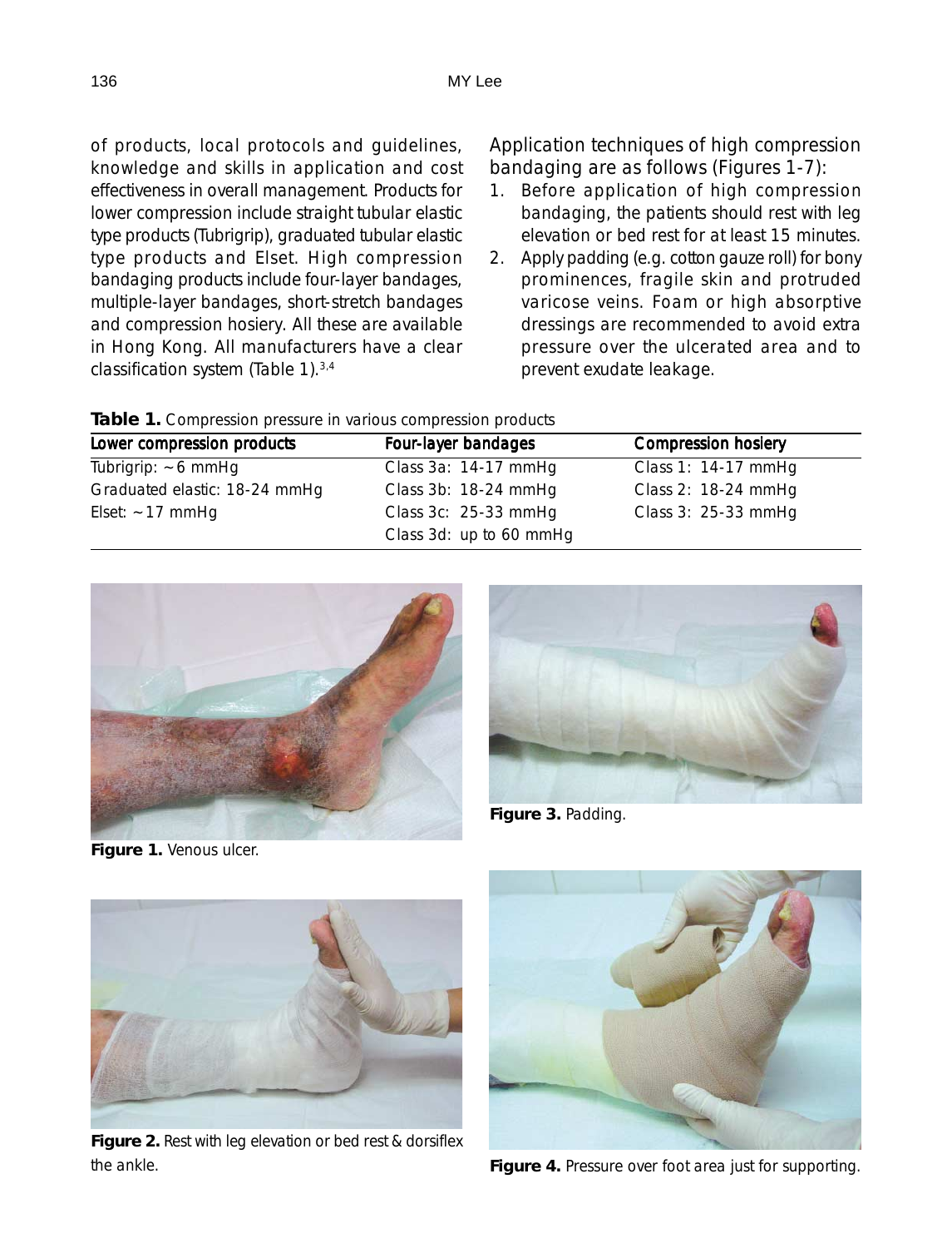of products, local protocols and guidelines, knowledge and skills in application and cost effectiveness in overall management. Products for lower compression include straight tubular elastic type products (Tubrigrip), graduated tubular elastic type products and Elset. High compression bandaging products include four-layer bandages, multiple-layer bandages, short-stretch bandages and compression hosiery. All these are available in Hong Kong. All manufacturers have a clear classification system (Table 1).[3,4]

Application techniques of high compression bandaging are as follows (Figures 1-7):

1. Before application of high compression bandaging, the patients should rest with leg elevation or bed rest for at least 15 minutes.
2. Apply padding (e.g. cotton gauze roll) for bony prominences, fragile skin and protruded varicose veins. Foam or high absorptive dressings are recommended to avoid extra pressure over the ulcerated area and to prevent exudate leakage.

**Table 1.** Compression pressure in various compression products

| Lower compression products | Four-layer bandages | Compression hosiery |
|---|---|---|
| Tubrigrip: ~6 mmHg | Class 3a: 14-17 mmHg | Class 1: 14-17 mmHg |
| Graduated elastic: 18-24 mmHg | Class 3b: 18-24 mmHg | Class 2: 18-24 mmHg |
| Elset: ~17 mmHg | Class 3c: 25-33 mmHg | Class 3: 25-33 mmHg |
| | Class 3d: up to 60 mmHg | |

**Figure 1.** Venous ulcer.

**Figure 3.** Padding.

**Figure 2.** Rest with leg elevation or bed rest & dorsiflex the ankle.

**Figure 4.** Pressure over foot area just for supporting.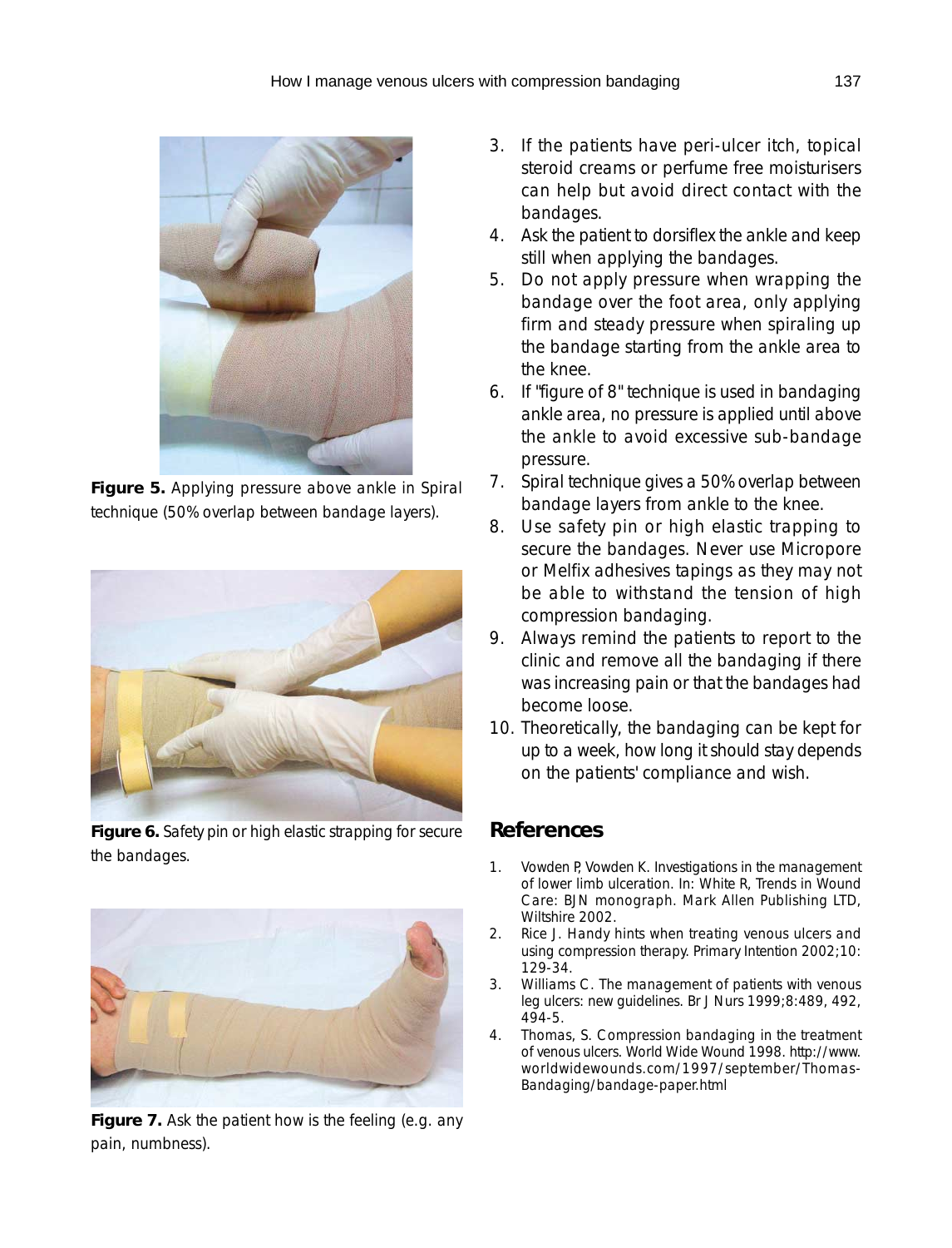Figure 5. Applying pressure above ankle in Spiral technique (50% overlap between bandage layers).

Figure 6. Safety pin or high elastic strapping for secure the bandages.

Figure 7. Ask the patient how is the feeling (e.g. any pain, numbness).

3. If the patients have peri-ulcer itch, topical steroid creams or perfume free moisturisers can help but avoid direct contact with the bandages.
4. Ask the patient to dorsiflex the ankle and keep still when applying the bandages.
5. Do not apply pressure when wrapping the bandage over the foot area, only applying firm and steady pressure when spiraling up the bandage starting from the ankle area to the knee.
6. If "figure of 8" technique is used in bandaging ankle area, no pressure is applied until above the ankle to avoid excessive sub-bandage pressure.
7. Spiral technique gives a 50% overlap between bandage layers from ankle to the knee.
8. Use safety pin or high elastic trapping to secure the bandages. Never use Micropore or Melfix adhesives tapings as they may not be able to withstand the tension of high compression bandaging.
9. Always remind the patients to report to the clinic and remove all the bandaging if there was increasing pain or that the bandages had become loose.
10. Theoretically, the bandaging can be kept for up to a week, how long it should stay depends on the patients' compliance and wish.

## References

1. Vowden P, Vowden K. Investigations in the management of lower limb ulceration. In: White R, Trends in Wound Care: BJN monograph. Mark Allen Publishing LTD, Wiltshire 2002.
2. Rice J. Handy hints when treating venous ulcers and using compression therapy. Primary Intention 2002;10: 129-34.
3. Williams C. The management of patients with venous leg ulcers: new guidelines. Br J Nurs 1999;8:489, 492, 494-5.
4. Thomas, S. Compression bandaging in the treatment of venous ulcers. World Wide Wound 1998. http://www.worldwidewounds.com/1997/september/Thomas-Bandaging/bandage-paper.html